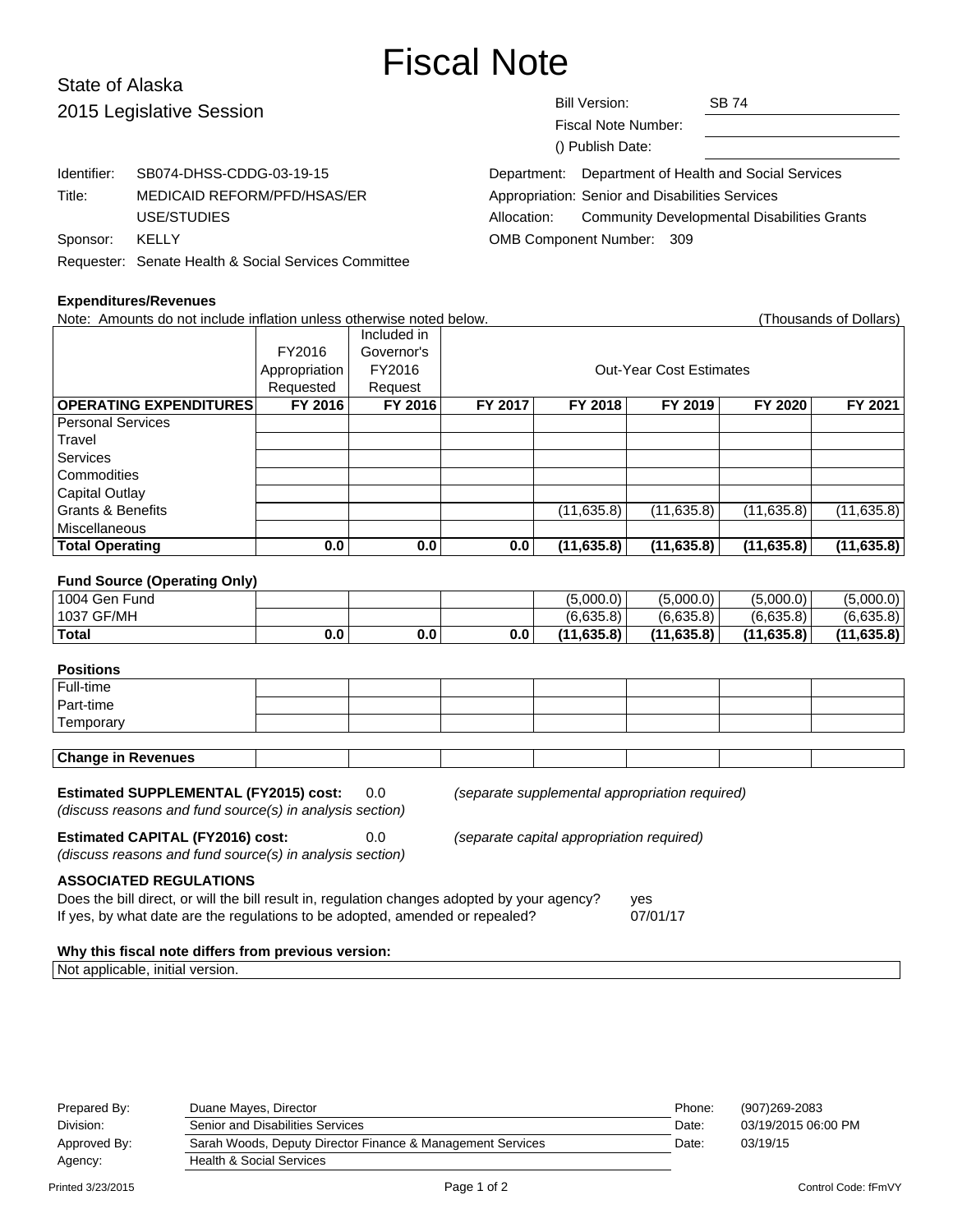# Fiscal Note

State of Alaska
2015 Legislative Session

Bill Version: SB 74
Fiscal Note Number:
() Publish Date:

Identifier: SB074-DHSS-CDDG-03-19-15
Title: MEDICAID REFORM/PFD/HSAS/ER USE/STUDIES
Sponsor: KELLY
Requester: Senate Health & Social Services Committee

Department: Department of Health and Social Services
Appropriation: Senior and Disabilities Services
Allocation: Community Developmental Disabilities Grants
OMB Component Number: 309

**Expenditures/Revenues**

Note: Amounts do not include inflation unless otherwise noted below. (Thousands of Dollars)

| | FY2016 Appropriation Requested | Included in Governor's FY2016 Request | Out-Year Cost Estimates | | | | |
|---|---|---|---|---|---|---|---|
| **OPERATING EXPENDITURES** | **FY 2016** | **FY 2016** | **FY 2017** | **FY 2018** | **FY 2019** | **FY 2020** | **FY 2021** |
| Personal Services | | | | | | | |
| Travel | | | | | | | |
| Services | | | | | | | |
| Commodities | | | | | | | |
| Capital Outlay | | | | | | | |
| Grants & Benefits | | | | (11,635.8) | (11,635.8) | (11,635.8) | (11,635.8) |
| Miscellaneous | | | | | | | |
| **Total Operating** | **0.0** | **0.0** | **0.0** | **(11,635.8)** | **(11,635.8)** | **(11,635.8)** | **(11,635.8)** |

**Fund Source (Operating Only)**

| | | | | | | | |
|---|---|---|---|---|---|---|---|
| 1004 Gen Fund | | | | (5,000.0) | (5,000.0) | (5,000.0) | (5,000.0) |
| 1037 GF/MH | | | | (6,635.8) | (6,635.8) | (6,635.8) | (6,635.8) |
| **Total** | **0.0** | **0.0** | **0.0** | **(11,635.8)** | **(11,635.8)** | **(11,635.8)** | **(11,635.8)** |

**Positions**

| | | | | | | | |
|---|---|---|---|---|---|---|---|
| Full-time | | | | | | | |
| Part-time | | | | | | | |
| Temporary | | | | | | | |

| | | | | | | | |
|---|---|---|---|---|---|---|---|
| **Change in Revenues** | | | | | | | |

**Estimated SUPPLEMENTAL (FY2015) cost:** 0.0 *(separate supplemental appropriation required)*
*(discuss reasons and fund source(s) in analysis section)*

**Estimated CAPITAL (FY2016) cost:** 0.0 *(separate capital appropriation required)*
*(discuss reasons and fund source(s) in analysis section)*

**ASSOCIATED REGULATIONS**

Does the bill direct, or will the bill result in, regulation changes adopted by your agency? yes
If yes, by what date are the regulations to be adopted, amended or repealed? 07/01/17

**Why this fiscal note differs from previous version:**

Not applicable, initial version.

Prepared By: Duane Mayes, Director | Phone: (907)269-2083
Division: Senior and Disabilities Services | Date: 03/19/2015 06:00 PM
Approved By: Sarah Woods, Deputy Director Finance & Management Services | Date: 03/19/15
Agency: Health & Social Services

Printed 3/23/2015 Control Code: fFmVY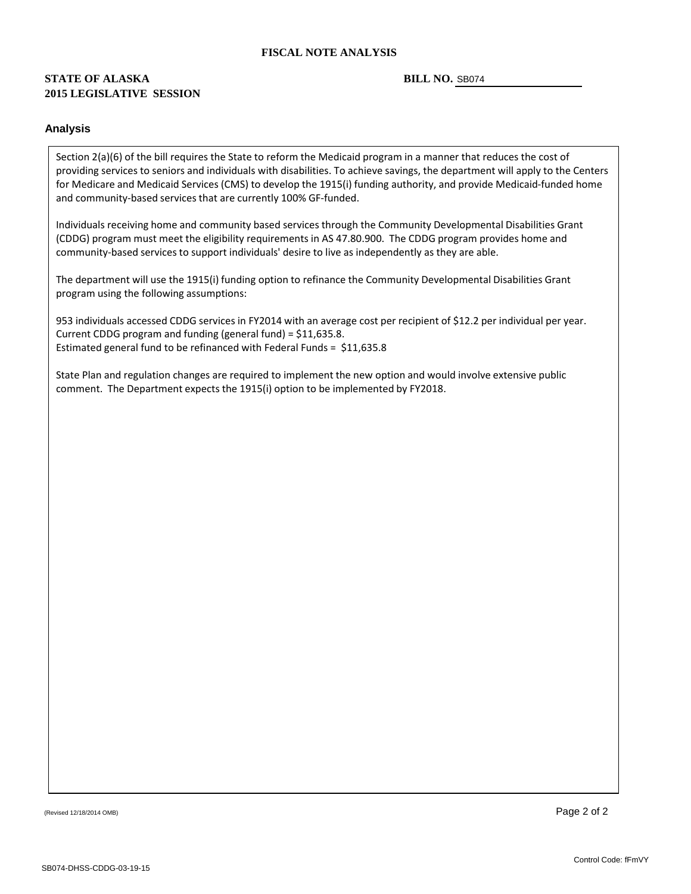**FISCAL NOTE ANALYSIS**

**STATE OF ALASKA**
**2015 LEGISLATIVE SESSION**

**BILL NO.** SB074

## Analysis

Section 2(a)(6) of the bill requires the State to reform the Medicaid program in a manner that reduces the cost of providing services to seniors and individuals with disabilities. To achieve savings, the department will apply to the Centers for Medicare and Medicaid Services (CMS) to develop the 1915(i) funding authority, and provide Medicaid-funded home and community-based services that are currently 100% GF-funded.

Individuals receiving home and community based services through the Community Developmental Disabilities Grant (CDDG) program must meet the eligibility requirements in AS 47.80.900. The CDDG program provides home and community-based services to support individuals' desire to live as independently as they are able.

The department will use the 1915(i) funding option to refinance the Community Developmental Disabilities Grant program using the following assumptions:

953 individuals accessed CDDG services in FY2014 with an average cost per recipient of $12.2 per individual per year.
Current CDDG program and funding (general fund) = $11,635.8.
Estimated general fund to be refinanced with Federal Funds = $11,635.8

State Plan and regulation changes are required to implement the new option and would involve extensive public comment. The Department expects the 1915(i) option to be implemented by FY2018.

(Revised 12/18/2014 OMB)

SB074-DHSS-CDDG-03-19-15

Control Code: fFmVY